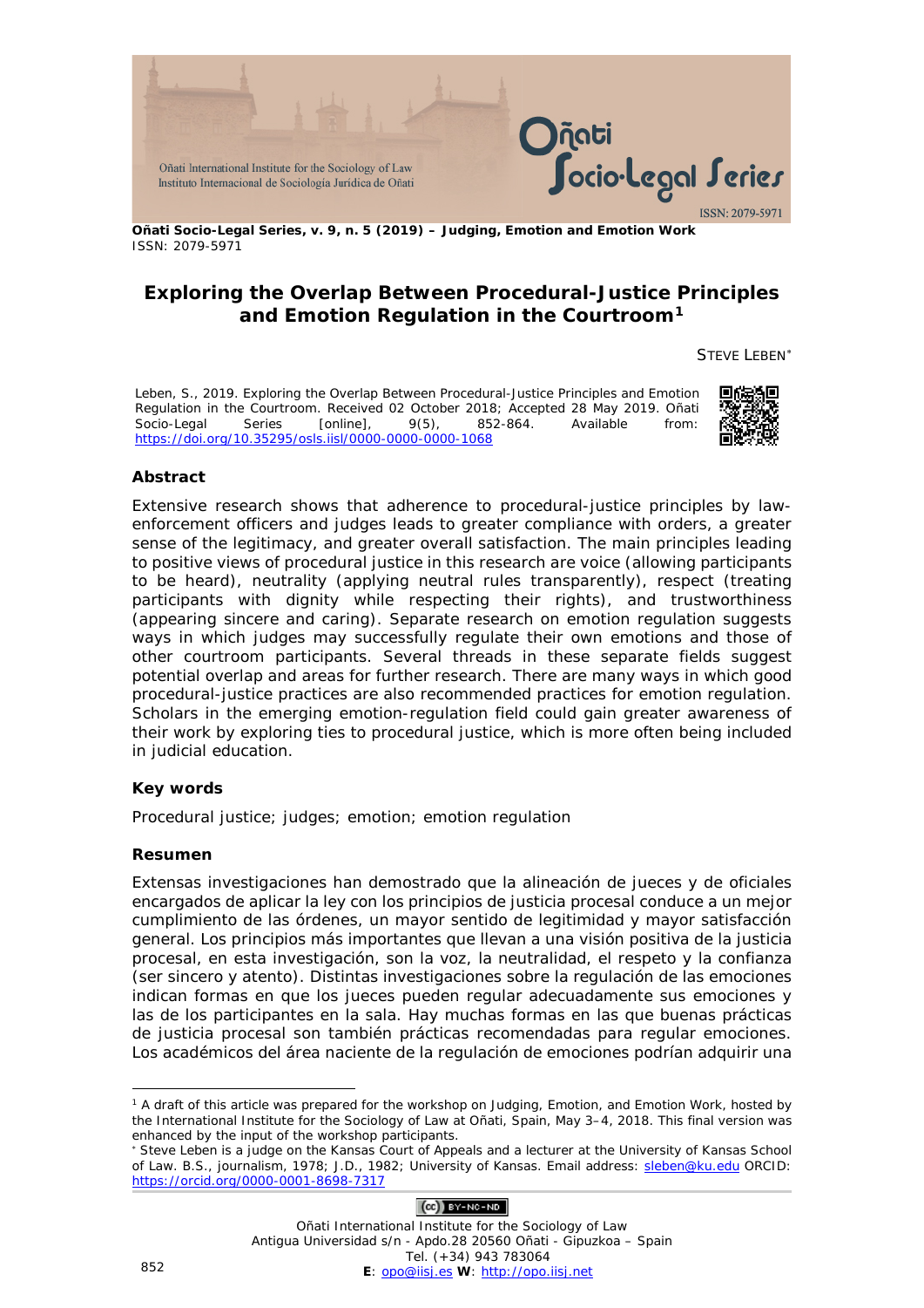**Oñati Socio-Legal Series, v. 9, n. 5 (2019) – Judging, Emotion and Emotion Work**
ISSN: 2079-5971

# Exploring the Overlap Between Procedural-Justice Principles and Emotion Regulation in the Courtroom[1]

STEVE LEBEN[*]

Leben, S., 2019. Exploring the Overlap Between Procedural-Justice Principles and Emotion Regulation in the Courtroom. Received 02 October 2018; Accepted 28 May 2019. Oñati Socio-Legal Series [online], 9(5), 852-864. Available from: https://doi.org/10.35295/osls.iisl/0000-0000-0000-1068

### Abstract

Extensive research shows that adherence to procedural-justice principles by law-enforcement officers and judges leads to greater compliance with orders, a greater sense of the legitimacy, and greater overall satisfaction. The main principles leading to positive views of procedural justice in this research are voice (allowing participants to be heard), neutrality (applying neutral rules transparently), respect (treating participants with dignity while respecting their rights), and trustworthiness (appearing sincere and caring). Separate research on emotion regulation suggests ways in which judges may successfully regulate their own emotions and those of other courtroom participants. Several threads in these separate fields suggest potential overlap and areas for further research. There are many ways in which good procedural-justice practices are also recommended practices for emotion regulation. Scholars in the emerging emotion-regulation field could gain greater awareness of their work by exploring ties to procedural justice, which is more often being included in judicial education.

### Key words

Procedural justice; judges; emotion; emotion regulation

### Resumen

Extensas investigaciones han demostrado que la alineación de jueces y de oficiales encargados de aplicar la ley con los principios de justicia procesal conduce a un mejor cumplimiento de las órdenes, un mayor sentido de legitimidad y mayor satisfacción general. Los principios más importantes que llevan a una visión positiva de la justicia procesal, en esta investigación, son la voz, la neutralidad, el respeto y la confianza (ser sincero y atento). Distintas investigaciones sobre la regulación de las emociones indican formas en que los jueces pueden regular adecuadamente sus emociones y las de los participantes en la sala. Hay muchas formas en las que buenas prácticas de justicia procesal son también prácticas recomendadas para regular emociones. Los académicos del área naciente de la regulación de emociones podrían adquirir una

---

[1] A draft of this article was prepared for the workshop on Judging, Emotion, and Emotion Work, hosted by the International Institute for the Sociology of Law at Oñati, Spain, May 3–4, 2018. This final version was enhanced by the input of the workshop participants.

[*] Steve Leben is a judge on the Kansas Court of Appeals and a lecturer at the University of Kansas School of Law. B.S., journalism, 1978; J.D., 1982; University of Kansas. Email address: sleben@ku.edu ORCID: https://orcid.org/0000-0001-8698-7317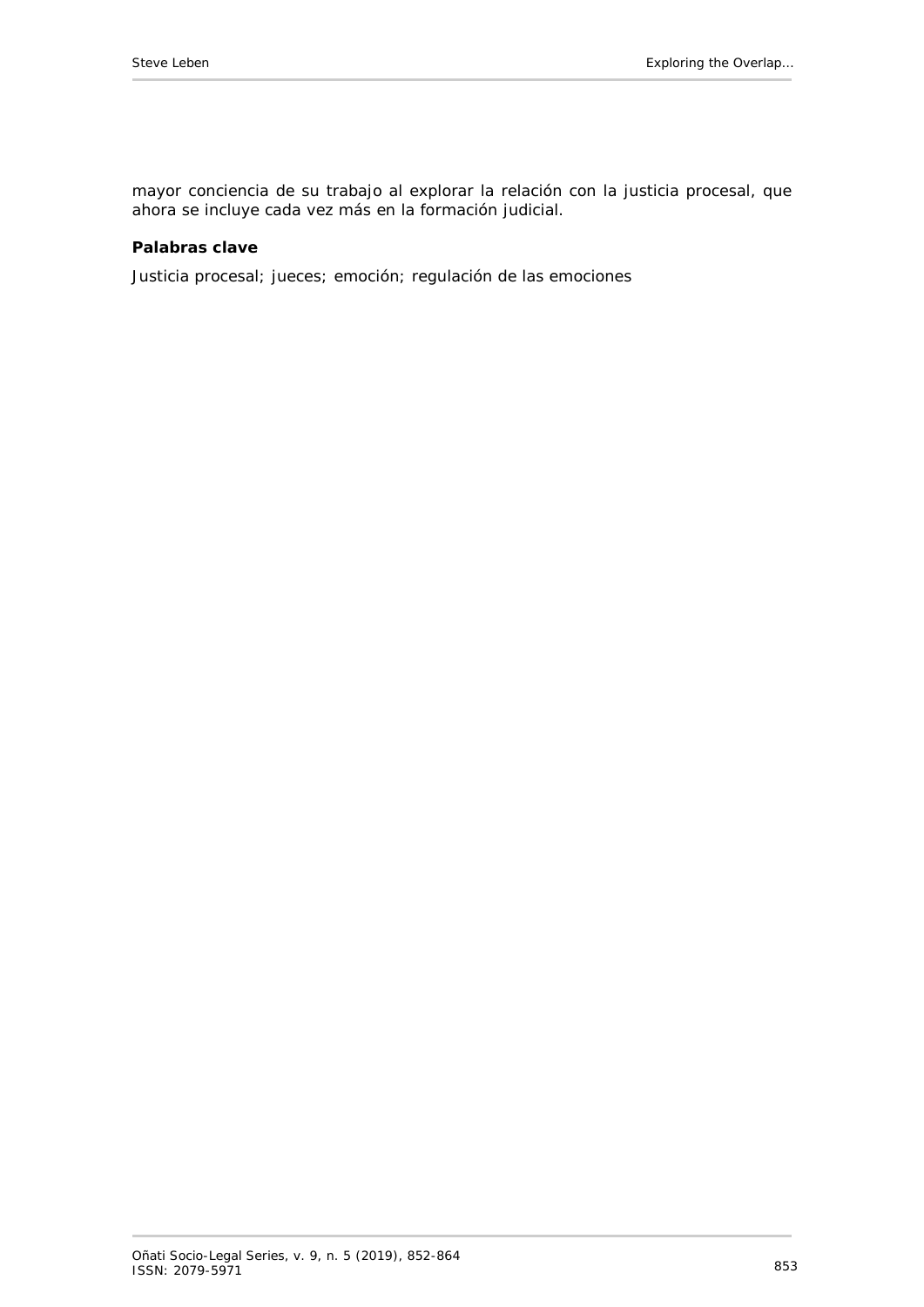mayor conciencia de su trabajo al explorar la relación con la justicia procesal, que ahora se incluye cada vez más en la formación judicial.

**Palabras clave**

Justicia procesal; jueces; emoción; regulación de las emociones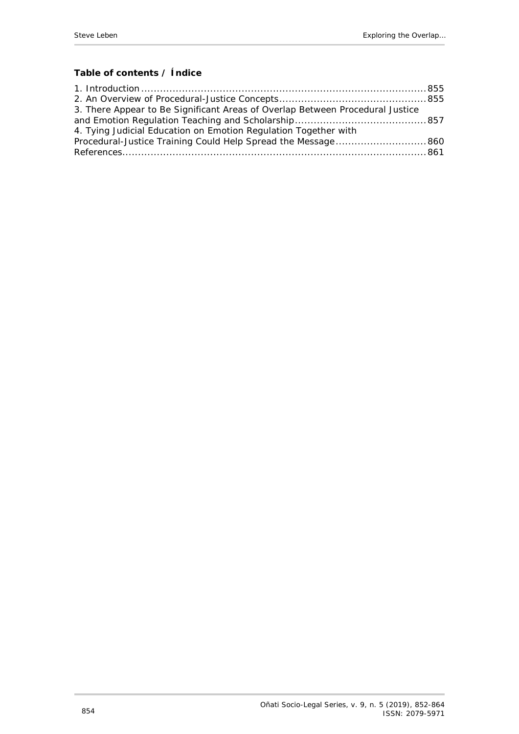**Table of contents / Índice**

1. Introduction .......................................................................................... 855
2. An Overview of Procedural-Justice Concepts .............................................. 855
3. There Appear to Be Significant Areas of Overlap Between Procedural Justice and Emotion Regulation Teaching and Scholarship .......................................... 857
4. Tying Judicial Education on Emotion Regulation Together with Procedural-Justice Training Could Help Spread the Message ............................ 860

References ................................................................................................ 861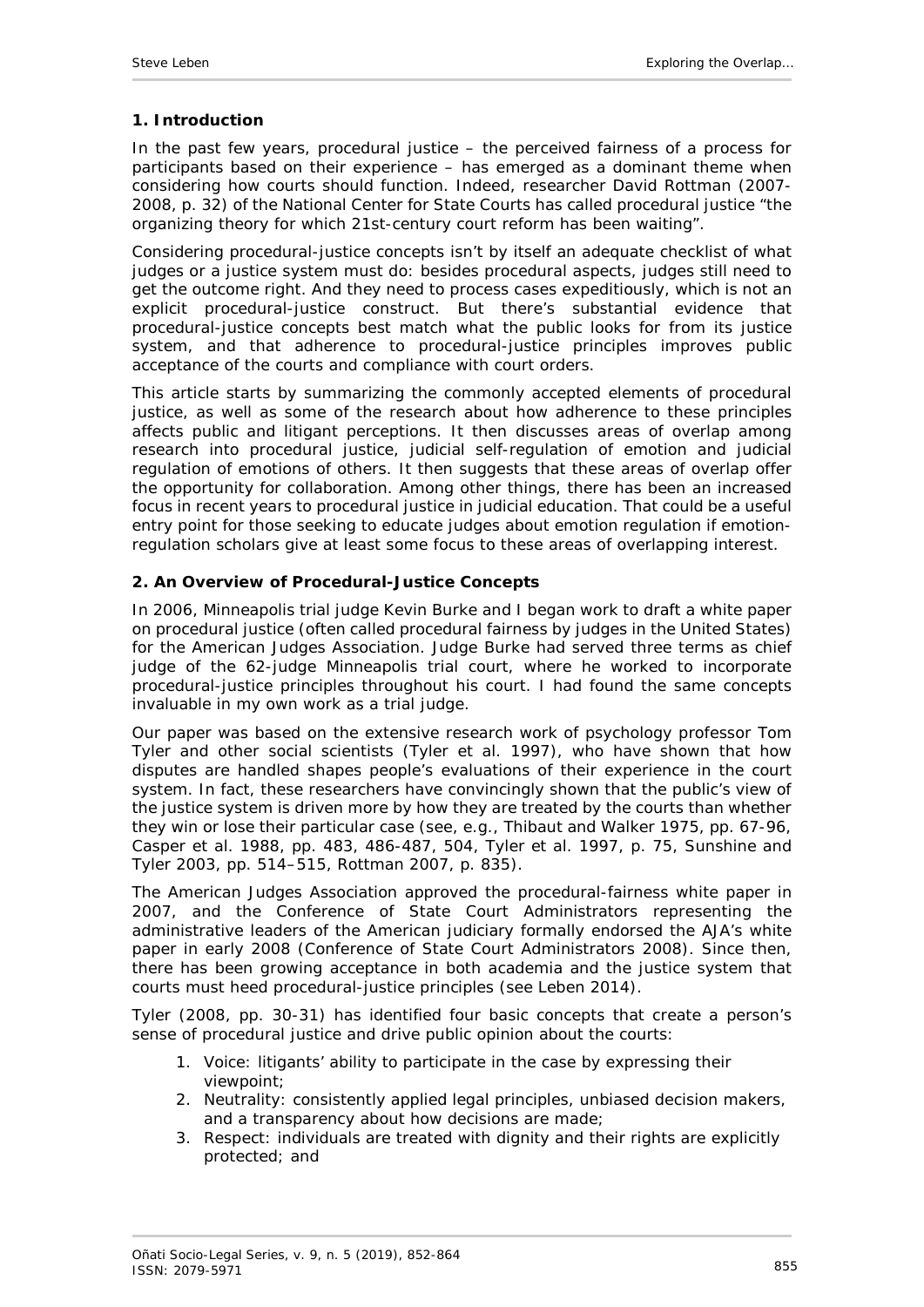## 1. Introduction

In the past few years, procedural justice – the perceived fairness of a process for participants based on their experience – has emerged as a dominant theme when considering how courts should function. Indeed, researcher David Rottman (2007-2008, p. 32) of the National Center for State Courts has called procedural justice "the organizing theory for which 21st-century court reform has been waiting".

Considering procedural-justice concepts isn't by itself an adequate checklist of what judges or a justice system must do: besides procedural aspects, judges still need to get the outcome right. And they need to process cases expeditiously, which is not an explicit procedural-justice construct. But there's substantial evidence that procedural-justice concepts best match what the public looks for from its justice system, and that adherence to procedural-justice principles improves public acceptance of the courts and compliance with court orders.

This article starts by summarizing the commonly accepted elements of procedural justice, as well as some of the research about how adherence to these principles affects public and litigant perceptions. It then discusses areas of overlap among research into procedural justice, judicial self-regulation of emotion and judicial regulation of emotions of others. It then suggests that these areas of overlap offer the opportunity for collaboration. Among other things, there has been an increased focus in recent years to procedural justice in judicial education. That could be a useful entry point for those seeking to educate judges about emotion regulation if emotion-regulation scholars give at least some focus to these areas of overlapping interest.

## 2. An Overview of Procedural-Justice Concepts

In 2006, Minneapolis trial judge Kevin Burke and I began work to draft a white paper on procedural justice (often called procedural fairness by judges in the United States) for the American Judges Association. Judge Burke had served three terms as chief judge of the 62-judge Minneapolis trial court, where he worked to incorporate procedural-justice principles throughout his court. I had found the same concepts invaluable in my own work as a trial judge.

Our paper was based on the extensive research work of psychology professor Tom Tyler and other social scientists (Tyler et al. 1997), who have shown that how disputes are handled shapes people's evaluations of their experience in the court system. In fact, these researchers have convincingly shown that the public's view of the justice system is driven more by how they are treated by the courts than whether they win or lose their particular case (see, e.g., Thibaut and Walker 1975, pp. 67-96, Casper et al. 1988, pp. 483, 486-487, 504, Tyler et al. 1997, p. 75, Sunshine and Tyler 2003, pp. 514–515, Rottman 2007, p. 835).

The American Judges Association approved the procedural-fairness white paper in 2007, and the Conference of State Court Administrators representing the administrative leaders of the American judiciary formally endorsed the AJA's white paper in early 2008 (Conference of State Court Administrators 2008). Since then, there has been growing acceptance in both academia and the justice system that courts must heed procedural-justice principles (see Leben 2014).

Tyler (2008, pp. 30-31) has identified four basic concepts that create a person's sense of procedural justice and drive public opinion about the courts:

1. Voice: litigants' ability to participate in the case by expressing their viewpoint;
2. Neutrality: consistently applied legal principles, unbiased decision makers, and a transparency about how decisions are made;
3. Respect: individuals are treated with dignity and their rights are explicitly protected; and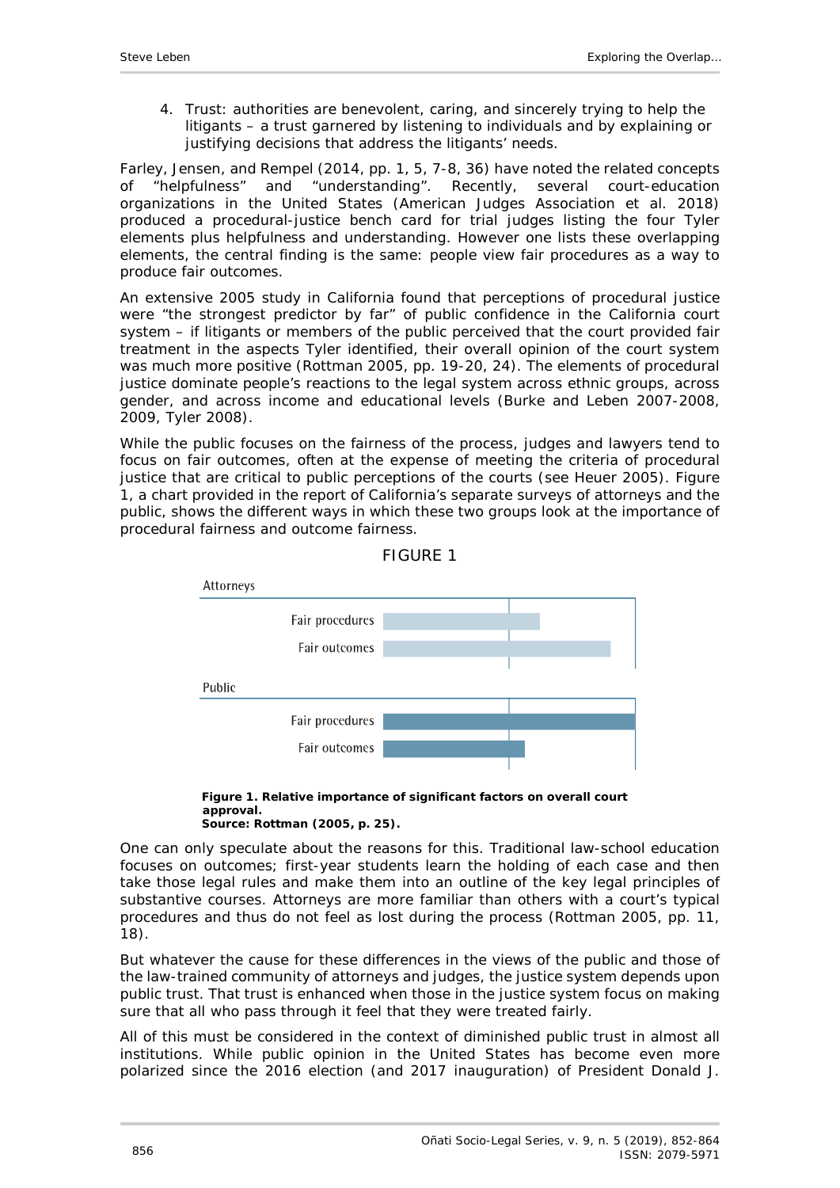4. Trust: authorities are benevolent, caring, and sincerely trying to help the litigants – a trust garnered by listening to individuals and by explaining or justifying decisions that address the litigants' needs.

Farley, Jensen, and Rempel (2014, pp. 1, 5, 7-8, 36) have noted the related concepts of "helpfulness" and "understanding". Recently, several court-education organizations in the United States (American Judges Association et al. 2018) produced a procedural-justice bench card for trial judges listing the four Tyler elements plus helpfulness and understanding. However one lists these overlapping elements, the central finding is the same: people view fair procedures as a way to produce fair outcomes.

An extensive 2005 study in California found that perceptions of procedural justice were "the strongest predictor by far" of public confidence in the California court system – if litigants or members of the public perceived that the court provided fair treatment in the aspects Tyler identified, their overall opinion of the court system was much more positive (Rottman 2005, pp. 19-20, 24). The elements of procedural justice dominate people's reactions to the legal system across ethnic groups, across gender, and across income and educational levels (Burke and Leben 2007-2008, 2009, Tyler 2008).

While the public focuses on the fairness of the process, judges and lawyers tend to focus on fair outcomes, often at the expense of meeting the criteria of procedural justice that are critical to public perceptions of the courts (see Heuer 2005). Figure 1, a chart provided in the report of California's separate surveys of attorneys and the public, shows the different ways in which these two groups look at the importance of procedural fairness and outcome fairness.

FIGURE 1

Attorneys

Fair procedures

Fair outcomes

Public

Fair procedures

Fair outcomes

**Figure 1. Relative importance of significant factors on overall court approval.**
**Source: Rottman (2005, p. 25).**

One can only speculate about the reasons for this. Traditional law-school education focuses on outcomes; first-year students learn the holding of each case and then take those legal rules and make them into an outline of the key legal principles of substantive courses. Attorneys are more familiar than others with a court's typical procedures and thus do not feel as lost during the process (Rottman 2005, pp. 11, 18).

But whatever the cause for these differences in the views of the public and those of the law-trained community of attorneys and judges, the justice system depends upon public trust. That trust is enhanced when those in the justice system focus on making sure that all who pass through it feel that they were treated fairly.

All of this must be considered in the context of diminished public trust in almost all institutions. While public opinion in the United States has become even more polarized since the 2016 election (and 2017 inauguration) of President Donald J.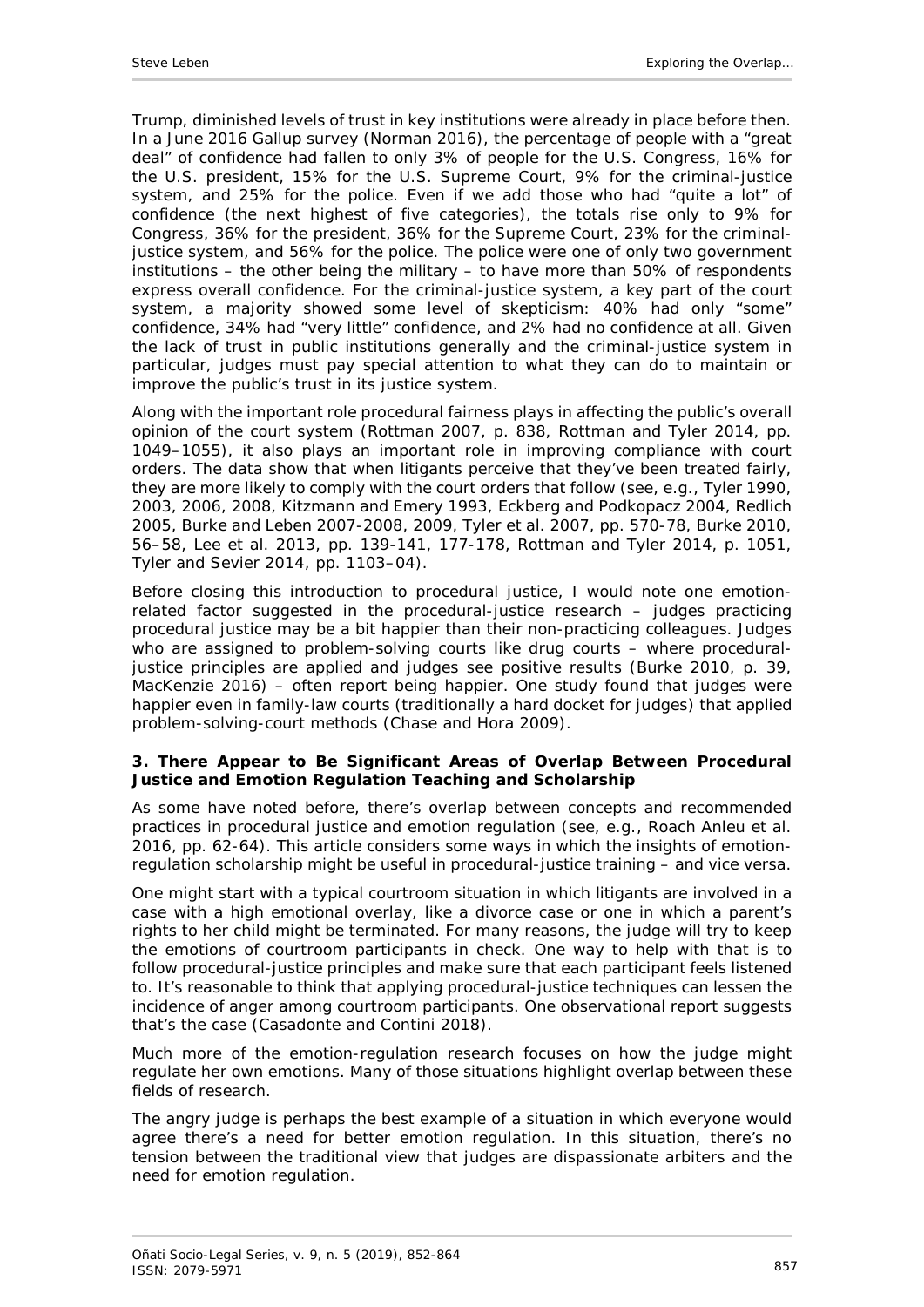Trump, diminished levels of trust in key institutions were already in place before then. In a June 2016 Gallup survey (Norman 2016), the percentage of people with a "great deal" of confidence had fallen to only 3% of people for the U.S. Congress, 16% for the U.S. president, 15% for the U.S. Supreme Court, 9% for the criminal-justice system, and 25% for the police. Even if we add those who had "quite a lot" of confidence (the next highest of five categories), the totals rise only to 9% for Congress, 36% for the president, 36% for the Supreme Court, 23% for the criminal-justice system, and 56% for the police. The police were one of only two government institutions – the other being the military – to have more than 50% of respondents express overall confidence. For the criminal-justice system, a key part of the court system, a majority showed some level of skepticism: 40% had only "some" confidence, 34% had "very little" confidence, and 2% had no confidence at all. Given the lack of trust in public institutions generally and the criminal-justice system in particular, judges must pay special attention to what they can do to maintain or improve the public's trust in its justice system.

Along with the important role procedural fairness plays in affecting the public's overall opinion of the court system (Rottman 2007, p. 838, Rottman and Tyler 2014, pp. 1049–1055), it also plays an important role in improving compliance with court orders. The data show that when litigants perceive that they've been treated fairly, they are more likely to comply with the court orders that follow (see, e.g., Tyler 1990, 2003, 2006, 2008, Kitzmann and Emery 1993, Eckberg and Podkopacz 2004, Redlich 2005, Burke and Leben 2007-2008, 2009, Tyler et al. 2007, pp. 570-78, Burke 2010, 56–58, Lee et al. 2013, pp. 139-141, 177-178, Rottman and Tyler 2014, p. 1051, Tyler and Sevier 2014, pp. 1103–04).

Before closing this introduction to procedural justice, I would note one emotion-related factor suggested in the procedural-justice research – judges practicing procedural justice may be a bit happier than their non-practicing colleagues. Judges who are assigned to problem-solving courts like drug courts – where procedural-justice principles are applied and judges see positive results (Burke 2010, p. 39, MacKenzie 2016) – often report being happier. One study found that judges were happier even in family-law courts (traditionally a hard docket for judges) that applied problem-solving-court methods (Chase and Hora 2009).

### 3. There Appear to Be Significant Areas of Overlap Between Procedural Justice and Emotion Regulation Teaching and Scholarship

As some have noted before, there's overlap between concepts and recommended practices in procedural justice and emotion regulation (see, e.g., Roach Anleu et al. 2016, pp. 62-64). This article considers some ways in which the insights of emotion-regulation scholarship might be useful in procedural-justice training – and vice versa.

One might start with a typical courtroom situation in which litigants are involved in a case with a high emotional overlay, like a divorce case or one in which a parent's rights to her child might be terminated. For many reasons, the judge will try to keep the emotions of courtroom participants in check. One way to help with that is to follow procedural-justice principles and make sure that each participant feels listened to. It's reasonable to think that applying procedural-justice techniques can lessen the incidence of anger among courtroom participants. One observational report suggests that's the case (Casadonte and Contini 2018).

Much more of the emotion-regulation research focuses on how the judge might regulate her own emotions. Many of those situations highlight overlap between these fields of research.

The angry judge is perhaps the best example of a situation in which everyone would agree there's a need for better emotion regulation. In this situation, there's no tension between the traditional view that judges are dispassionate arbiters and the need for emotion regulation.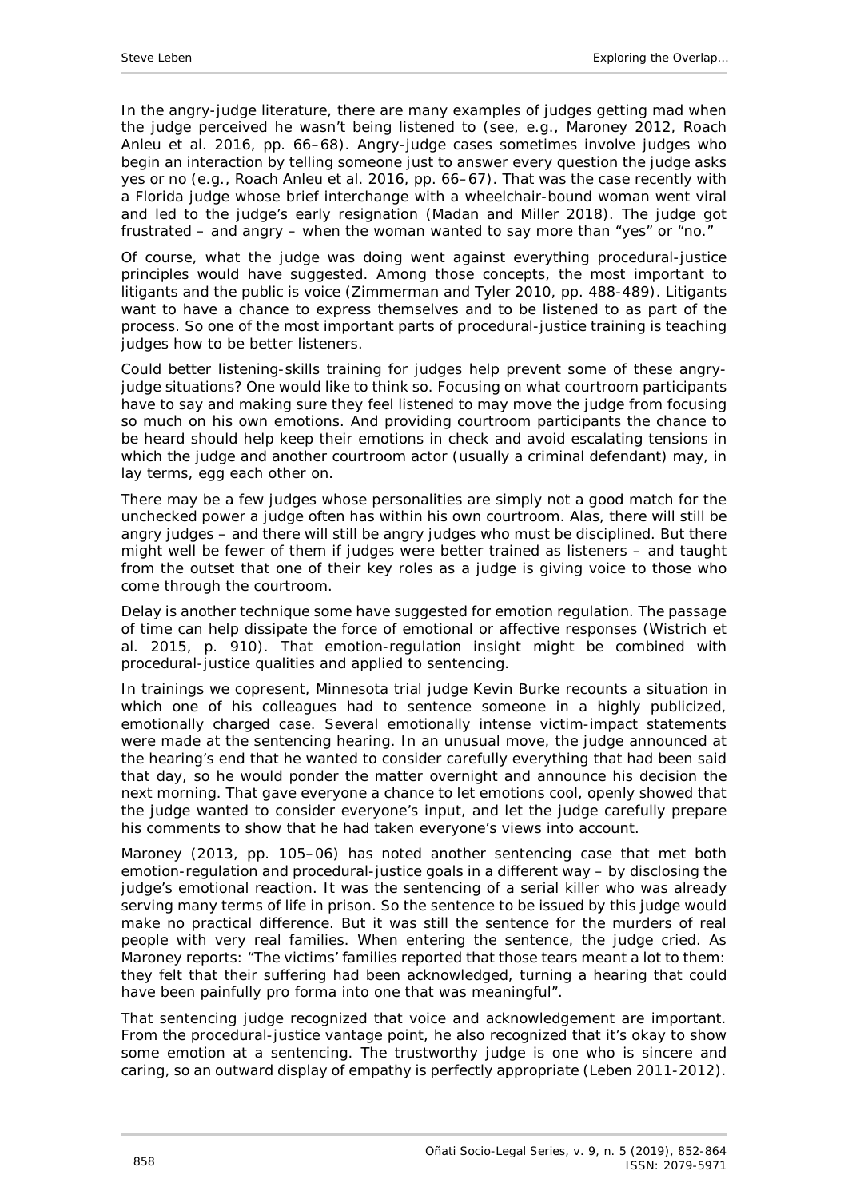In the angry-judge literature, there are many examples of judges getting mad when the judge perceived he wasn't being listened to (see, e.g., Maroney 2012, Roach Anleu et al. 2016, pp. 66–68). Angry-judge cases sometimes involve judges who begin an interaction by telling someone just to answer every question the judge asks yes or no (e.g., Roach Anleu et al. 2016, pp. 66–67). That was the case recently with a Florida judge whose brief interchange with a wheelchair-bound woman went viral and led to the judge's early resignation (Madan and Miller 2018). The judge got frustrated – and angry – when the woman wanted to say more than "yes" or "no."

Of course, what the judge was doing went against everything procedural-justice principles would have suggested. Among those concepts, the most important to litigants and the public is voice (Zimmerman and Tyler 2010, pp. 488-489). Litigants want to have a chance to express themselves and to be listened to as part of the process. So one of the most important parts of procedural-justice training is teaching judges how to be better listeners.

Could better listening-skills training for judges help prevent some of these angry-judge situations? One would like to think so. Focusing on what courtroom participants have to say and making sure they feel listened to may move the judge from focusing so much on his own emotions. And providing courtroom participants the chance to be heard should help keep their emotions in check and avoid escalating tensions in which the judge and another courtroom actor (usually a criminal defendant) may, in lay terms, egg each other on.

There may be a few judges whose personalities are simply not a good match for the unchecked power a judge often has within his own courtroom. Alas, there will still be angry judges – and there will still be angry judges who must be disciplined. But there might well be fewer of them if judges were better trained as listeners – and taught from the outset that one of their key roles as a judge is giving voice to those who come through the courtroom.

Delay is another technique some have suggested for emotion regulation. The passage of time can help dissipate the force of emotional or affective responses (Wistrich et al. 2015, p. 910). That emotion-regulation insight might be combined with procedural-justice qualities and applied to sentencing.

In trainings we copresent, Minnesota trial judge Kevin Burke recounts a situation in which one of his colleagues had to sentence someone in a highly publicized, emotionally charged case. Several emotionally intense victim-impact statements were made at the sentencing hearing. In an unusual move, the judge announced at the hearing's end that he wanted to consider carefully everything that had been said that day, so he would ponder the matter overnight and announce his decision the next morning. That gave everyone a chance to let emotions cool, openly showed that the judge wanted to consider everyone's input, and let the judge carefully prepare his comments to show that he had taken everyone's views into account.

Maroney (2013, pp. 105–06) has noted another sentencing case that met both emotion-regulation and procedural-justice goals in a different way – by disclosing the judge's emotional reaction. It was the sentencing of a serial killer who was already serving many terms of life in prison. So the sentence to be issued by this judge would make no practical difference. But it was still the sentence for the murders of real people with very real families. When entering the sentence, the judge cried. As Maroney reports: "The victims' families reported that those tears meant a lot to them: they felt that their suffering had been acknowledged, turning a hearing that could have been painfully pro forma into one that was meaningful".

That sentencing judge recognized that voice and acknowledgement are important. From the procedural-justice vantage point, he also recognized that it's okay to show some emotion at a sentencing. The trustworthy judge is one who is sincere and caring, so an outward display of empathy is perfectly appropriate (Leben 2011-2012).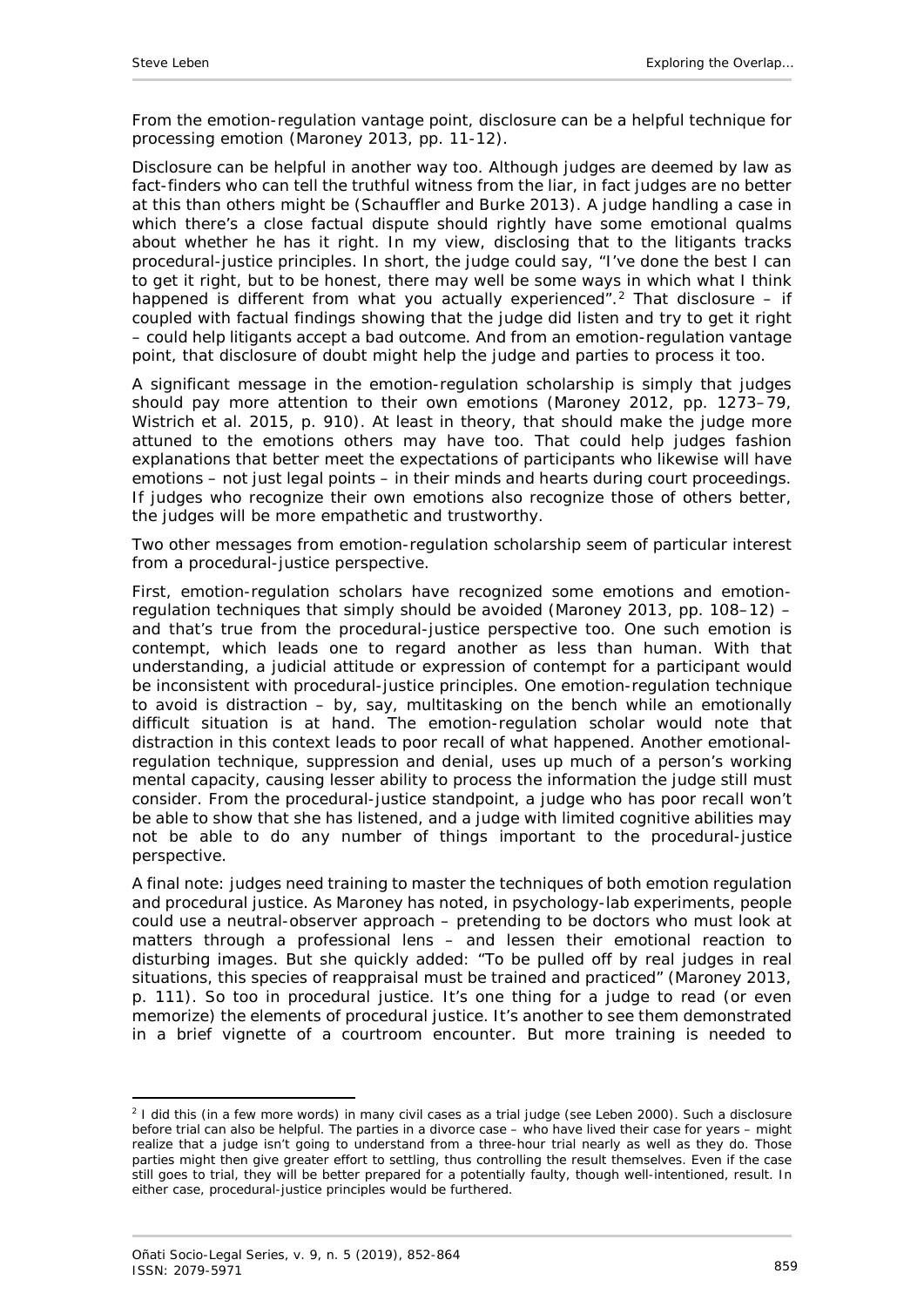From the emotion-regulation vantage point, disclosure can be a helpful technique for processing emotion (Maroney 2013, pp. 11-12).

Disclosure can be helpful in another way too. Although judges are deemed by law as fact-finders who can tell the truthful witness from the liar, in fact judges are no better at this than others might be (Schauffler and Burke 2013). A judge handling a case in which there's a close factual dispute should rightly have some emotional qualms about whether he has it right. In my view, disclosing that to the litigants tracks procedural-justice principles. In short, the judge could say, "I've done the best I can to get it right, but to be honest, there may well be some ways in which what I think happened is different from what you actually experienced".[2] That disclosure – if coupled with factual findings showing that the judge did listen and try to get it right – could help litigants accept a bad outcome. And from an emotion-regulation vantage point, that disclosure of doubt might help the judge and parties to process it too.

A significant message in the emotion-regulation scholarship is simply that judges should pay more attention to their own emotions (Maroney 2012, pp. 1273–79, Wistrich et al. 2015, p. 910). At least in theory, that should make the judge more attuned to the emotions others may have too. That could help judges fashion explanations that better meet the expectations of participants who likewise will have emotions – not just legal points – in their minds and hearts during court proceedings. If judges who recognize their own emotions also recognize those of others better, the judges will be more empathetic and trustworthy.

Two other messages from emotion-regulation scholarship seem of particular interest from a procedural-justice perspective.

First, emotion-regulation scholars have recognized some emotions and emotion-regulation techniques that simply should be avoided (Maroney 2013, pp. 108–12) – and that's true from the procedural-justice perspective too. One such emotion is contempt, which leads one to regard another as less than human. With that understanding, a judicial attitude or expression of contempt for a participant would be inconsistent with procedural-justice principles. One emotion-regulation technique to avoid is distraction – by, say, multitasking on the bench while an emotionally difficult situation is at hand. The emotion-regulation scholar would note that distraction in this context leads to poor recall of what happened. Another emotional-regulation technique, suppression and denial, uses up much of a person's working mental capacity, causing lesser ability to process the information the judge still must consider. From the procedural-justice standpoint, a judge who has poor recall won't be able to show that she has listened, and a judge with limited cognitive abilities may not be able to do any number of things important to the procedural-justice perspective.

A final note: judges need training to master the techniques of both emotion regulation and procedural justice. As Maroney has noted, in psychology-lab experiments, people could use a neutral-observer approach – pretending to be doctors who must look at matters through a professional lens – and lessen their emotional reaction to disturbing images. But she quickly added: "To be pulled off by real judges in real situations, this species of reappraisal must be trained and practiced" (Maroney 2013, p. 111). So too in procedural justice. It's one thing for a judge to read (or even memorize) the elements of procedural justice. It's another to see them demonstrated in a brief vignette of a courtroom encounter. But more training is needed to

---

[2] I did this (in a few more words) in many civil cases as a trial judge (see Leben 2000). Such a disclosure before trial can also be helpful. The parties in a divorce case – who have lived their case for years – might realize that a judge isn't going to understand from a three-hour trial nearly as well as they do. Those parties might then give greater effort to settling, thus controlling the result themselves. Even if the case still goes to trial, they will be better prepared for a potentially faulty, though well-intentioned, result. In either case, procedural-justice principles would be furthered.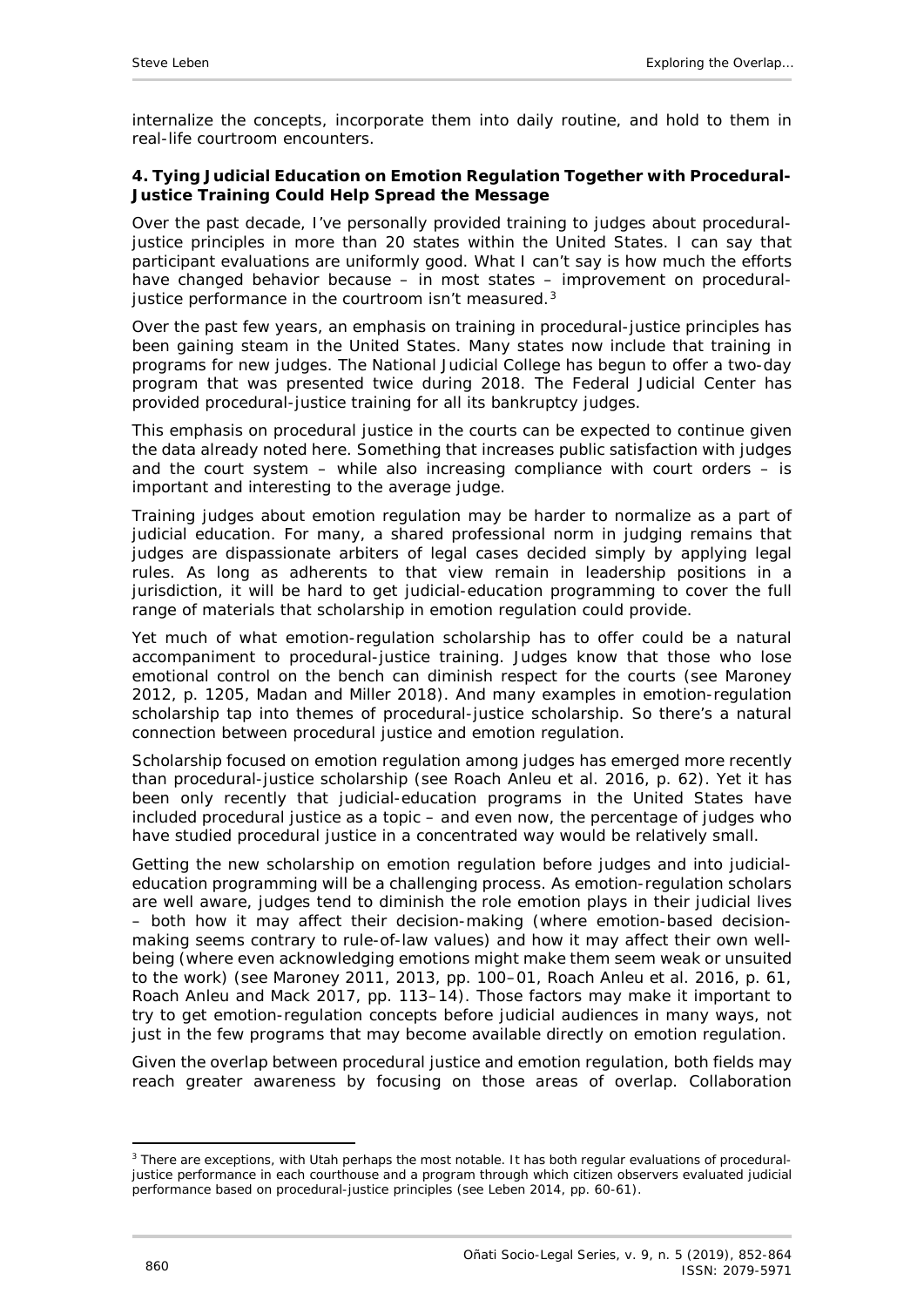internalize the concepts, incorporate them into daily routine, and hold to them in real-life courtroom encounters.

### 4. Tying Judicial Education on Emotion Regulation Together with Procedural-Justice Training Could Help Spread the Message

Over the past decade, I've personally provided training to judges about procedural-justice principles in more than 20 states within the United States. I can say that participant evaluations are uniformly good. What I can't say is how much the efforts have changed behavior because – in most states – improvement on procedural-justice performance in the courtroom isn't measured.[3]

Over the past few years, an emphasis on training in procedural-justice principles has been gaining steam in the United States. Many states now include that training in programs for new judges. The National Judicial College has begun to offer a two-day program that was presented twice during 2018. The Federal Judicial Center has provided procedural-justice training for all its bankruptcy judges.

This emphasis on procedural justice in the courts can be expected to continue given the data already noted here. Something that increases public satisfaction with judges and the court system – while also increasing compliance with court orders – is important and interesting to the average judge.

Training judges about emotion regulation may be harder to normalize as a part of judicial education. For many, a shared professional norm in judging remains that judges are dispassionate arbiters of legal cases decided simply by applying legal rules. As long as adherents to that view remain in leadership positions in a jurisdiction, it will be hard to get judicial-education programming to cover the full range of materials that scholarship in emotion regulation could provide.

Yet much of what emotion-regulation scholarship has to offer could be a natural accompaniment to procedural-justice training. Judges know that those who lose emotional control on the bench can diminish respect for the courts (see Maroney 2012, p. 1205, Madan and Miller 2018). And many examples in emotion-regulation scholarship tap into themes of procedural-justice scholarship. So there's a natural connection between procedural justice and emotion regulation.

Scholarship focused on emotion regulation among judges has emerged more recently than procedural-justice scholarship (see Roach Anleu et al. 2016, p. 62). Yet it has been only recently that judicial-education programs in the United States have included procedural justice as a topic – and even now, the percentage of judges who have studied procedural justice in a concentrated way would be relatively small.

Getting the new scholarship on emotion regulation before judges and into judicial-education programming will be a challenging process. As emotion-regulation scholars are well aware, judges tend to diminish the role emotion plays in their judicial lives – both how it may affect their decision-making (where emotion-based decision-making seems contrary to rule-of-law values) and how it may affect their own well-being (where even acknowledging emotions might make them seem weak or unsuited to the work) (see Maroney 2011, 2013, pp. 100–01, Roach Anleu et al. 2016, p. 61, Roach Anleu and Mack 2017, pp. 113–14). Those factors may make it important to try to get emotion-regulation concepts before judicial audiences in many ways, not just in the few programs that may become available directly on emotion regulation.

Given the overlap between procedural justice and emotion regulation, both fields may reach greater awareness by focusing on those areas of overlap. Collaboration

---

[3] There are exceptions, with Utah perhaps the most notable. It has both regular evaluations of procedural-justice performance in each courthouse and a program through which citizen observers evaluated judicial performance based on procedural-justice principles (see Leben 2014, pp. 60-61).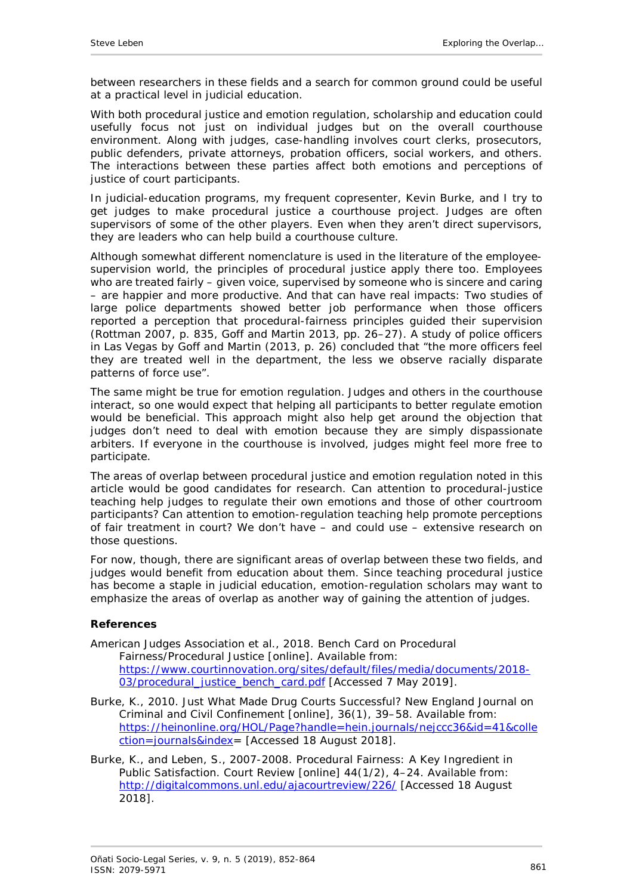between researchers in these fields and a search for common ground could be useful at a practical level in judicial education.

With both procedural justice and emotion regulation, scholarship and education could usefully focus not just on individual judges but on the overall courthouse environment. Along with judges, case-handling involves court clerks, prosecutors, public defenders, private attorneys, probation officers, social workers, and others. The interactions between these parties affect both emotions and perceptions of justice of court participants.

In judicial-education programs, my frequent copresenter, Kevin Burke, and I try to get judges to make procedural justice a courthouse project. Judges are often supervisors of some of the other players. Even when they aren't direct supervisors, they are leaders who can help build a courthouse culture.

Although somewhat different nomenclature is used in the literature of the employee-supervision world, the principles of procedural justice apply there too. Employees who are treated fairly – given voice, supervised by someone who is sincere and caring – are happier and more productive. And that can have real impacts: Two studies of large police departments showed better job performance when those officers reported a perception that procedural-fairness principles guided their supervision (Rottman 2007, p. 835, Goff and Martin 2013, pp. 26–27). A study of police officers in Las Vegas by Goff and Martin (2013, p. 26) concluded that "the more officers feel they are treated well in the department, the less we observe racially disparate patterns of force use".

The same might be true for emotion regulation. Judges and others in the courthouse interact, so one would expect that helping all participants to better regulate emotion would be beneficial. This approach might also help get around the objection that judges don't need to deal with emotion because they are simply dispassionate arbiters. If everyone in the courthouse is involved, judges might feel more free to participate.

The areas of overlap between procedural justice and emotion regulation noted in this article would be good candidates for research. Can attention to procedural-justice teaching help judges to regulate their own emotions and those of other courtroom participants? Can attention to emotion-regulation teaching help promote perceptions of fair treatment in court? We don't have – and could use – extensive research on those questions.

For now, though, there are significant areas of overlap between these two fields, and judges would benefit from education about them. Since teaching procedural justice has become a staple in judicial education, emotion-regulation scholars may want to emphasize the areas of overlap as another way of gaining the attention of judges.

**References**

American Judges Association et al., 2018. Bench Card on Procedural Fairness/Procedural Justice [online]. Available from: https://www.courtinnovation.org/sites/default/files/media/documents/2018-03/procedural_justice_bench_card.pdf [Accessed 7 May 2019].

Burke, K., 2010. Just What Made Drug Courts Successful? New England Journal on Criminal and Civil Confinement [online], 36(1), 39–58. Available from: https://heinonline.org/HOL/Page?handle=hein.journals/nejccc36&id=41&collection=journals&index= [Accessed 18 August 2018].

Burke, K., and Leben, S., 2007-2008. Procedural Fairness: A Key Ingredient in Public Satisfaction. Court Review [online] 44(1/2), 4–24. Available from: http://digitalcommons.unl.edu/ajacourtreview/226/ [Accessed 18 August 2018].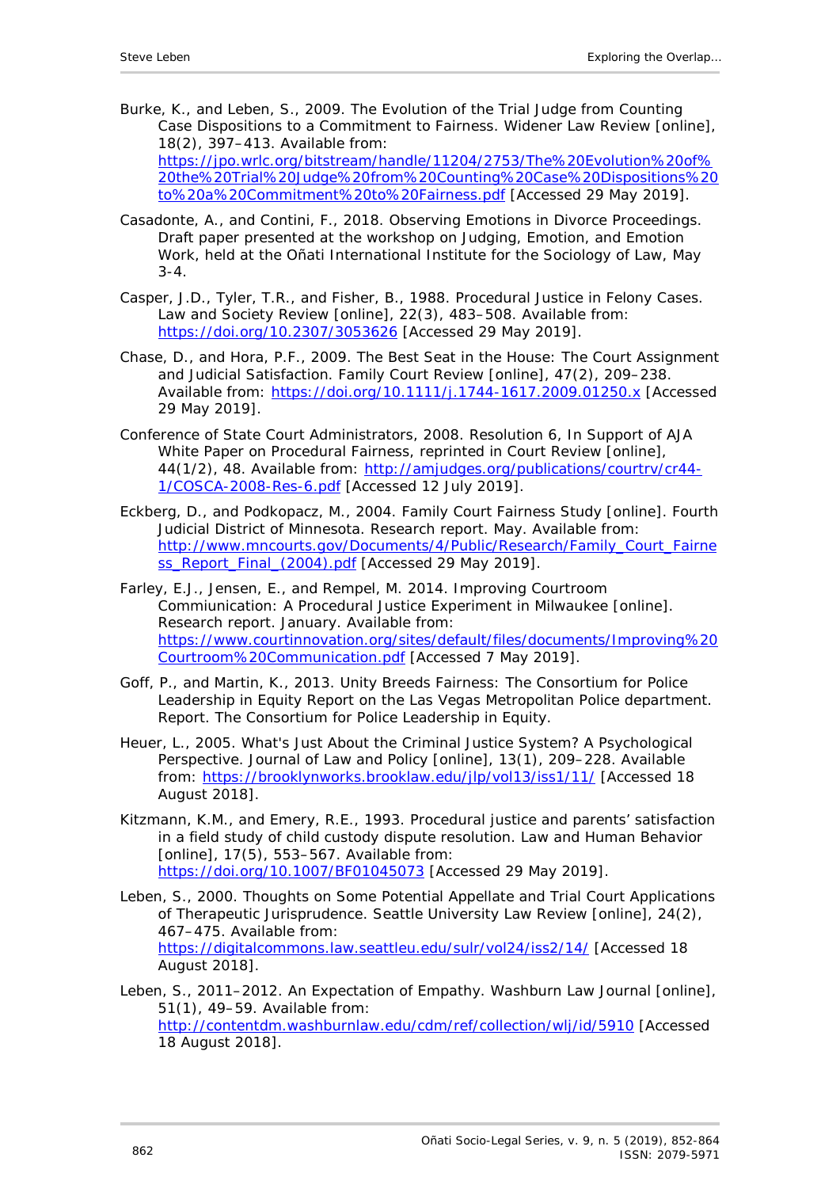Burke, K., and Leben, S., 2009. The Evolution of the Trial Judge from Counting Case Dispositions to a Commitment to Fairness. *Widener Law Review* [online], 18(2), 397–413. Available from: https://jpo.wrlc.org/bitstream/handle/11204/2753/The%20Evolution%20of%20the%20Trial%20Judge%20from%20Counting%20Case%20Dispositions%20to%20a%20Commitment%20to%20Fairness.pdf [Accessed 29 May 2019].

Casadonte, A., and Contini, F., 2018. Observing Emotions in Divorce Proceedings. Draft paper presented at the workshop on *Judging, Emotion, and Emotion Work*, held at the Oñati International Institute for the Sociology of Law, May 3-4.

Casper, J.D., Tyler, T.R., and Fisher, B., 1988. Procedural Justice in Felony Cases. *Law and Society Review* [online], 22(3), 483–508. Available from: https://doi.org/10.2307/3053626 [Accessed 29 May 2019].

Chase, D., and Hora, P.F., 2009. The Best Seat in the House: The Court Assignment and Judicial Satisfaction. *Family Court Review* [online], 47(2), 209–238. Available from: https://doi.org/10.1111/j.1744-1617.2009.01250.x [Accessed 29 May 2019].

Conference of State Court Administrators, 2008. Resolution 6, In Support of AJA White Paper on Procedural Fairness, reprinted in *Court Review* [online], 44(1/2), 48. Available from: http://amjudges.org/publications/courtrv/cr44-1/COSCA-2008-Res-6.pdf [Accessed 12 July 2019].

Eckberg, D., and Podkopacz, M., 2004. *Family Court Fairness Study* [online]. Fourth Judicial District of Minnesota. Research report. May. Available from: http://www.mncourts.gov/Documents/4/Public/Research/Family_Court_Fairness_Report_Final_(2004).pdf [Accessed 29 May 2019].

Farley, E.J., Jensen, E., and Rempel, M. 2014. *Improving Courtroom Commiunication: A Procedural Justice Experiment in Milwaukee* [online]. Research report. January. Available from: https://www.courtinnovation.org/sites/default/files/documents/Improving%20Courtroom%20Communication.pdf [Accessed 7 May 2019].

Goff, P., and Martin, K., 2013. *Unity Breeds Fairness: The Consortium for Police Leadership in Equity Report on the Las Vegas Metropolitan Police department*. Report. The Consortium for Police Leadership in Equity.

Heuer, L., 2005. What's Just About the Criminal Justice System? A Psychological Perspective. *Journal of Law and Policy* [online], 13(1), 209–228. Available from: https://brooklynworks.brooklaw.edu/jlp/vol13/iss1/11/ [Accessed 18 August 2018].

Kitzmann, K.M., and Emery, R.E., 1993. Procedural justice and parents' satisfaction in a field study of child custody dispute resolution. *Law and Human Behavior* [online], 17(5), 553–567. Available from: https://doi.org/10.1007/BF01045073 [Accessed 29 May 2019].

Leben, S., 2000. Thoughts on Some Potential Appellate and Trial Court Applications of Therapeutic Jurisprudence. *Seattle University Law Review* [online], 24(2), 467–475. Available from: https://digitalcommons.law.seattleu.edu/sulr/vol24/iss2/14/ [Accessed 18 August 2018].

Leben, S., 2011–2012. An Expectation of Empathy. *Washburn Law Journal* [online], 51(1), 49–59. Available from: http://contentdm.washburnlaw.edu/cdm/ref/collection/wlj/id/5910 [Accessed 18 August 2018].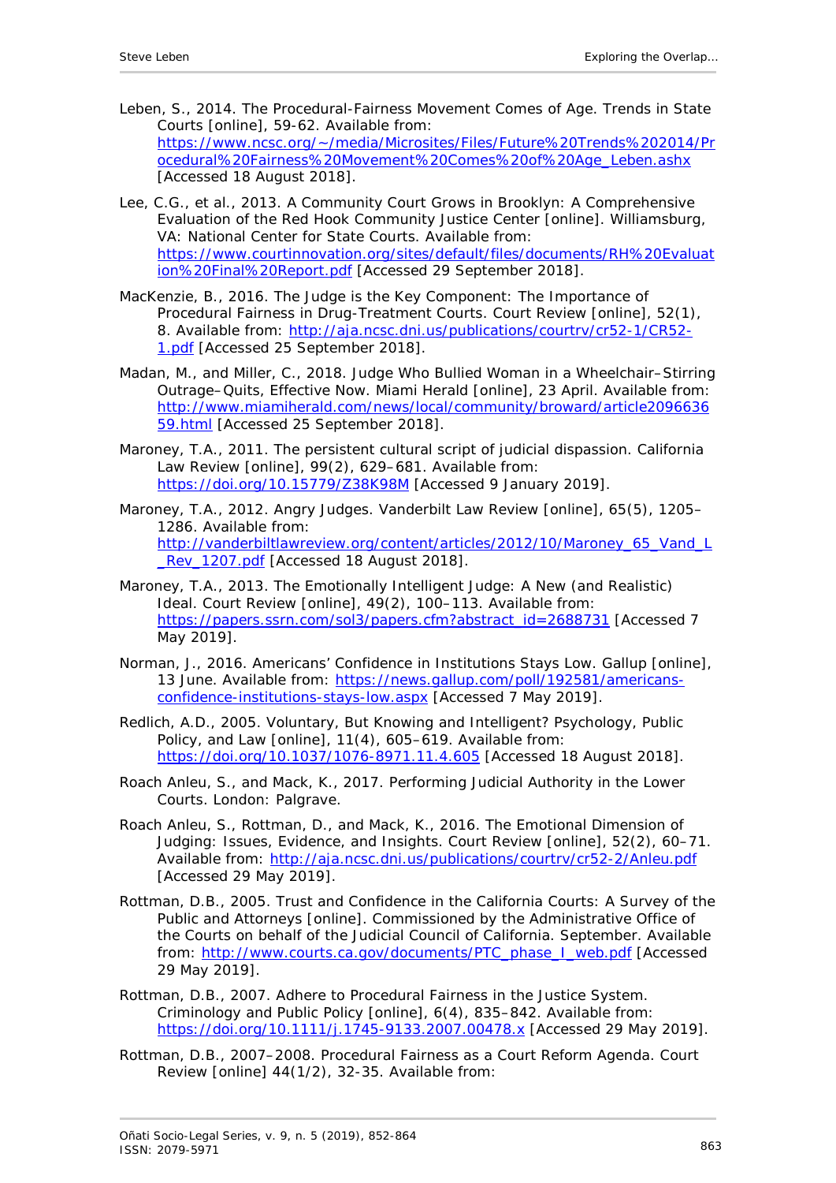Leben, S., 2014. The Procedural-Fairness Movement Comes of Age. Trends in State Courts [online], 59-62. Available from: https://www.ncsc.org/~/media/Microsites/Files/Future%20Trends%202014/Procedural%20Fairness%20Movement%20Comes%20of%20Age_Leben.ashx [Accessed 18 August 2018].

Lee, C.G., et al., 2013. A Community Court Grows in Brooklyn: A Comprehensive Evaluation of the Red Hook Community Justice Center [online]. Williamsburg, VA: National Center for State Courts. Available from: https://www.courtinnovation.org/sites/default/files/documents/RH%20Evaluation%20Final%20Report.pdf [Accessed 29 September 2018].

MacKenzie, B., 2016. The Judge is the Key Component: The Importance of Procedural Fairness in Drug-Treatment Courts. Court Review [online], 52(1), 8. Available from: http://aja.ncsc.dni.us/publications/courtrv/cr52-1/CR52-1.pdf [Accessed 25 September 2018].

Madan, M., and Miller, C., 2018. Judge Who Bullied Woman in a Wheelchair–Stirring Outrage–Quits, Effective Now. Miami Herald [online], 23 April. Available from: http://www.miamiherald.com/news/local/community/broward/article209663659.html [Accessed 25 September 2018].

Maroney, T.A., 2011. The persistent cultural script of judicial dispassion. California Law Review [online], 99(2), 629–681. Available from: https://doi.org/10.15779/Z38K98M [Accessed 9 January 2019].

Maroney, T.A., 2012. Angry Judges. Vanderbilt Law Review [online], 65(5), 1205–1286. Available from: http://vanderbiltlawreview.org/content/articles/2012/10/Maroney_65_Vand_L_Rev_1207.pdf [Accessed 18 August 2018].

Maroney, T.A., 2013. The Emotionally Intelligent Judge: A New (and Realistic) Ideal. Court Review [online], 49(2), 100–113. Available from: https://papers.ssrn.com/sol3/papers.cfm?abstract_id=2688731 [Accessed 7 May 2019].

Norman, J., 2016. Americans' Confidence in Institutions Stays Low. Gallup [online], 13 June. Available from: https://news.gallup.com/poll/192581/americans-confidence-institutions-stays-low.aspx [Accessed 7 May 2019].

Redlich, A.D., 2005. Voluntary, But Knowing and Intelligent? Psychology, Public Policy, and Law [online], 11(4), 605–619. Available from: https://doi.org/10.1037/1076-8971.11.4.605 [Accessed 18 August 2018].

Roach Anleu, S., and Mack, K., 2017. Performing Judicial Authority in the Lower Courts. London: Palgrave.

Roach Anleu, S., Rottman, D., and Mack, K., 2016. The Emotional Dimension of Judging: Issues, Evidence, and Insights. Court Review [online], 52(2), 60–71. Available from: http://aja.ncsc.dni.us/publications/courtrv/cr52-2/Anleu.pdf [Accessed 29 May 2019].

Rottman, D.B., 2005. Trust and Confidence in the California Courts: A Survey of the Public and Attorneys [online]. Commissioned by the Administrative Office of the Courts on behalf of the Judicial Council of California. September. Available from: http://www.courts.ca.gov/documents/PTC_phase_I_web.pdf [Accessed 29 May 2019].

Rottman, D.B., 2007. Adhere to Procedural Fairness in the Justice System. Criminology and Public Policy [online], 6(4), 835–842. Available from: https://doi.org/10.1111/j.1745-9133.2007.00478.x [Accessed 29 May 2019].

Rottman, D.B., 2007–2008. Procedural Fairness as a Court Reform Agenda. Court Review [online] 44(1/2), 32-35. Available from: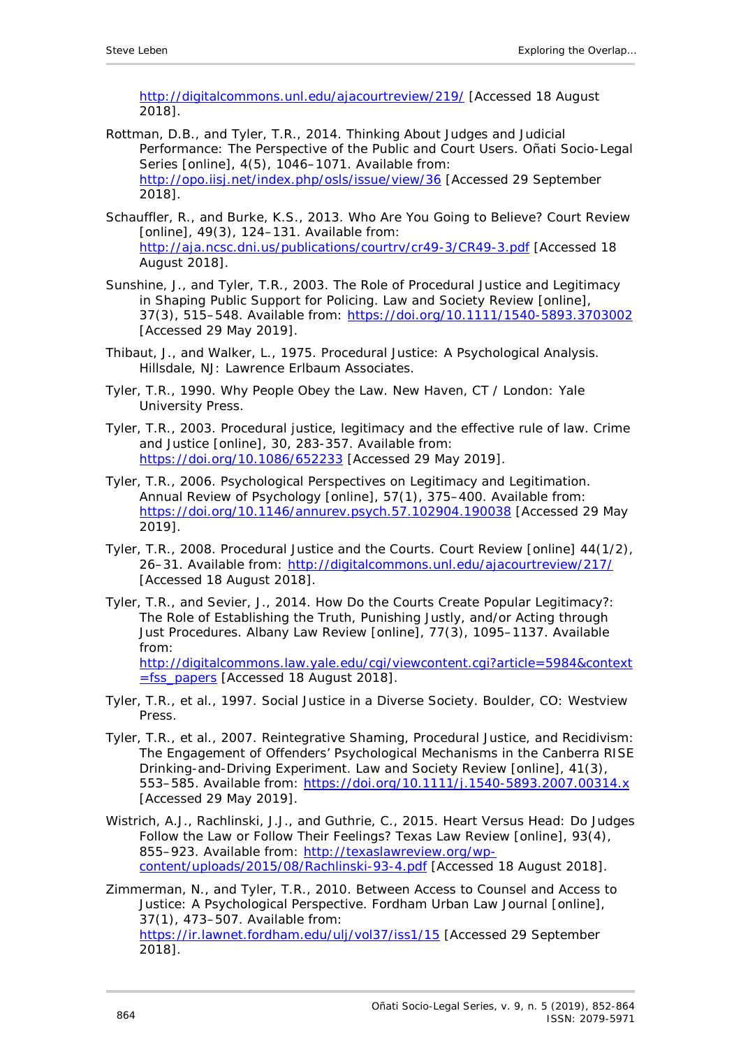http://digitalcommons.unl.edu/ajacourtreview/219/ [Accessed 18 August 2018].

Rottman, D.B., and Tyler, T.R., 2014. Thinking About Judges and Judicial Performance: The Perspective of the Public and Court Users. *Oñati Socio-Legal Series* [online], 4(5), 1046–1071. Available from: http://opo.iisj.net/index.php/osls/issue/view/36 [Accessed 29 September 2018].

Schauffler, R., and Burke, K.S., 2013. Who Are You Going to Believe? *Court Review* [online], 49(3), 124–131. Available from: http://aja.ncsc.dni.us/publications/courtrv/cr49-3/CR49-3.pdf [Accessed 18 August 2018].

Sunshine, J., and Tyler, T.R., 2003. The Role of Procedural Justice and Legitimacy in Shaping Public Support for Policing. *Law and Society Review* [online], 37(3), 515–548. Available from: https://doi.org/10.1111/1540-5893.3703002 [Accessed 29 May 2019].

Thibaut, J., and Walker, L., 1975. *Procedural Justice: A Psychological Analysis*. Hillsdale, NJ: Lawrence Erlbaum Associates.

Tyler, T.R., 1990. *Why People Obey the Law*. New Haven, CT / London: Yale University Press.

Tyler, T.R., 2003. Procedural justice, legitimacy and the effective rule of law. *Crime and Justice* [online], 30, 283-357. Available from: https://doi.org/10.1086/652233 [Accessed 29 May 2019].

Tyler, T.R., 2006. Psychological Perspectives on Legitimacy and Legitimation. *Annual Review of Psychology* [online], 57(1), 375–400. Available from: https://doi.org/10.1146/annurev.psych.57.102904.190038 [Accessed 29 May 2019].

Tyler, T.R., 2008. Procedural Justice and the Courts. *Court Review* [online] 44(1/2), 26–31. Available from: http://digitalcommons.unl.edu/ajacourtreview/217/ [Accessed 18 August 2018].

Tyler, T.R., and Sevier, J., 2014. How Do the Courts Create Popular Legitimacy?: The Role of Establishing the Truth, Punishing Justly, and/or Acting through Just Procedures. *Albany Law Review* [online], 77(3), 1095–1137. Available from: http://digitalcommons.law.yale.edu/cgi/viewcontent.cgi?article=5984&context=fss_papers [Accessed 18 August 2018].

Tyler, T.R., *et al*., 1997. *Social Justice in a Diverse Society*. Boulder, CO: Westview Press.

Tyler, T.R., *et al*., 2007. Reintegrative Shaming, Procedural Justice, and Recidivism: The Engagement of Offenders' Psychological Mechanisms in the Canberra RISE Drinking-and-Driving Experiment. *Law and Society Review* [online], 41(3), 553–585. Available from: https://doi.org/10.1111/j.1540-5893.2007.00314.x [Accessed 29 May 2019].

Wistrich, A.J., Rachlinski, J.J., and Guthrie, C., 2015. Heart Versus Head: Do Judges Follow the Law or Follow Their Feelings? *Texas Law Review* [online], 93(4), 855–923. Available from: http://texaslawreview.org/wp-content/uploads/2015/08/Rachlinski-93-4.pdf [Accessed 18 August 2018].

Zimmerman, N., and Tyler, T.R., 2010. Between Access to Counsel and Access to Justice: A Psychological Perspective. *Fordham Urban Law Journal* [online], 37(1), 473–507. Available from: https://ir.lawnet.fordham.edu/ulj/vol37/iss1/15 [Accessed 29 September 2018].